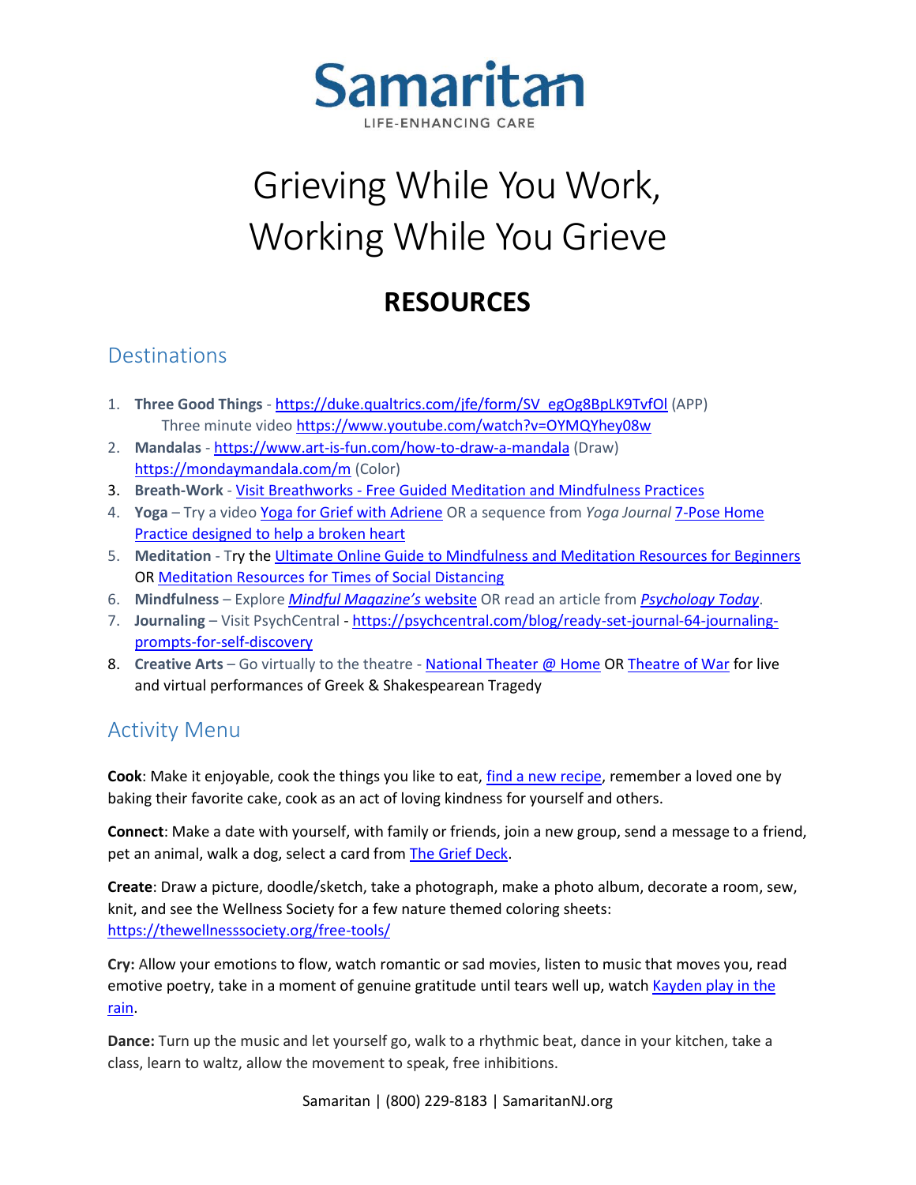# Samaritan

LIFE-ENHANCING CARE

# Grieving While You Work, Working While You Grieve

## RESOURCES

### Destinations

1. **Three Good Things** - https://duke.qualtrics.com/jfe/form/SV_egOg8BpLK9TvfOl (APP)
   Three minute video https://www.youtube.com/watch?v=OYMQYhey08w
2. **Mandalas** - https://www.art-is-fun.com/how-to-draw-a-mandala (Draw)
   https://mondaymandala.com/m (Color)
3. **Breath-Work** - Visit Breathworks - Free Guided Meditation and Mindfulness Practices
4. **Yoga** – Try a video Yoga for Grief with Adriene OR a sequence from *Yoga Journal* 7-Pose Home Practice designed to help a broken heart
5. **Meditation** - Try the Ultimate Online Guide to Mindfulness and Meditation Resources for Beginners OR Meditation Resources for Times of Social Distancing
6. **Mindfulness** – Explore *Mindful Magazine's* website OR read an article from *Psychology Today*.
7. **Journaling** – Visit PsychCentral - https://psychcentral.com/blog/ready-set-journal-64-journaling-prompts-for-self-discovery
8. **Creative Arts** – Go virtually to the theatre - National Theater @ Home OR Theatre of War for live and virtual performances of Greek & Shakespearean Tragedy

### Activity Menu

**Cook**: Make it enjoyable, cook the things you like to eat, find a new recipe, remember a loved one by baking their favorite cake, cook as an act of loving kindness for yourself and others.

**Connect**: Make a date with yourself, with family or friends, join a new group, send a message to a friend, pet an animal, walk a dog, select a card from The Grief Deck.

**Create**: Draw a picture, doodle/sketch, take a photograph, make a photo album, decorate a room, sew, knit, and see the Wellness Society for a few nature themed coloring sheets: https://thewellnesssociety.org/free-tools/

**Cry:** Allow your emotions to flow, watch romantic or sad movies, listen to music that moves you, read emotive poetry, take in a moment of genuine gratitude until tears well up, watch Kayden play in the rain.

**Dance:** Turn up the music and let yourself go, walk to a rhythmic beat, dance in your kitchen, take a class, learn to waltz, allow the movement to speak, free inhibitions.

Samaritan | (800) 229-8183 | SamaritanNJ.org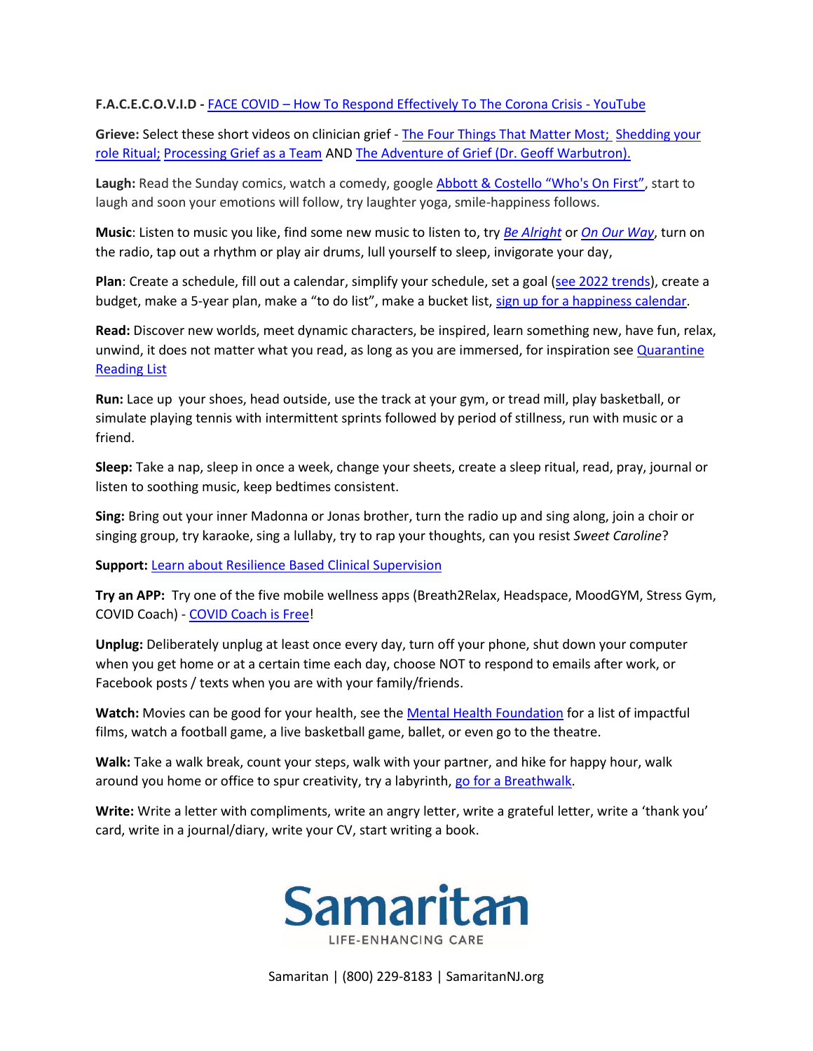**F.A.C.E.C.O.V.I.D -** FACE COVID – How To Respond Effectively To The Corona Crisis - YouTube

**Grieve:** Select these short videos on clinician grief - The Four Things That Matter Most; Shedding your role Ritual; Processing Grief as a Team AND The Adventure of Grief (Dr. Geoff Warbutron).

**Laugh:** Read the Sunday comics, watch a comedy, google Abbott & Costello "Who's On First", start to laugh and soon your emotions will follow, try laughter yoga, smile-happiness follows.

**Music**: Listen to music you like, find some new music to listen to, try *Be Alright* or *On Our Way*, turn on the radio, tap out a rhythm or play air drums, lull yourself to sleep, invigorate your day,

**Plan**: Create a schedule, fill out a calendar, simplify your schedule, set a goal (see 2022 trends), create a budget, make a 5-year plan, make a "to do list", make a bucket list, sign up for a happiness calendar.

**Read:** Discover new worlds, meet dynamic characters, be inspired, learn something new, have fun, relax, unwind, it does not matter what you read, as long as you are immersed, for inspiration see Quarantine Reading List

**Run:** Lace up your shoes, head outside, use the track at your gym, or tread mill, play basketball, or simulate playing tennis with intermittent sprints followed by period of stillness, run with music or a friend.

**Sleep:** Take a nap, sleep in once a week, change your sheets, create a sleep ritual, read, pray, journal or listen to soothing music, keep bedtimes consistent.

**Sing:** Bring out your inner Madonna or Jonas brother, turn the radio up and sing along, join a choir or singing group, try karaoke, sing a lullaby, try to rap your thoughts, can you resist *Sweet Caroline*?

**Support:** Learn about Resilience Based Clinical Supervision

**Try an APP:** Try one of the five mobile wellness apps (Breath2Relax, Headspace, MoodGYM, Stress Gym, COVID Coach) - COVID Coach is Free!

**Unplug:** Deliberately unplug at least once every day, turn off your phone, shut down your computer when you get home or at a certain time each day, choose NOT to respond to emails after work, or Facebook posts / texts when you are with your family/friends.

**Watch:** Movies can be good for your health, see the Mental Health Foundation for a list of impactful films, watch a football game, a live basketball game, ballet, or even go to the theatre.

**Walk:** Take a walk break, count your steps, walk with your partner, and hike for happy hour, walk around you home or office to spur creativity, try a labyrinth, go for a Breathwalk.

**Write:** Write a letter with compliments, write an angry letter, write a grateful letter, write a 'thank you' card, write in a journal/diary, write your CV, start writing a book.

Samaritan
LIFE-ENHANCING CARE

Samaritan | (800) 229-8183 | SamaritanNJ.org